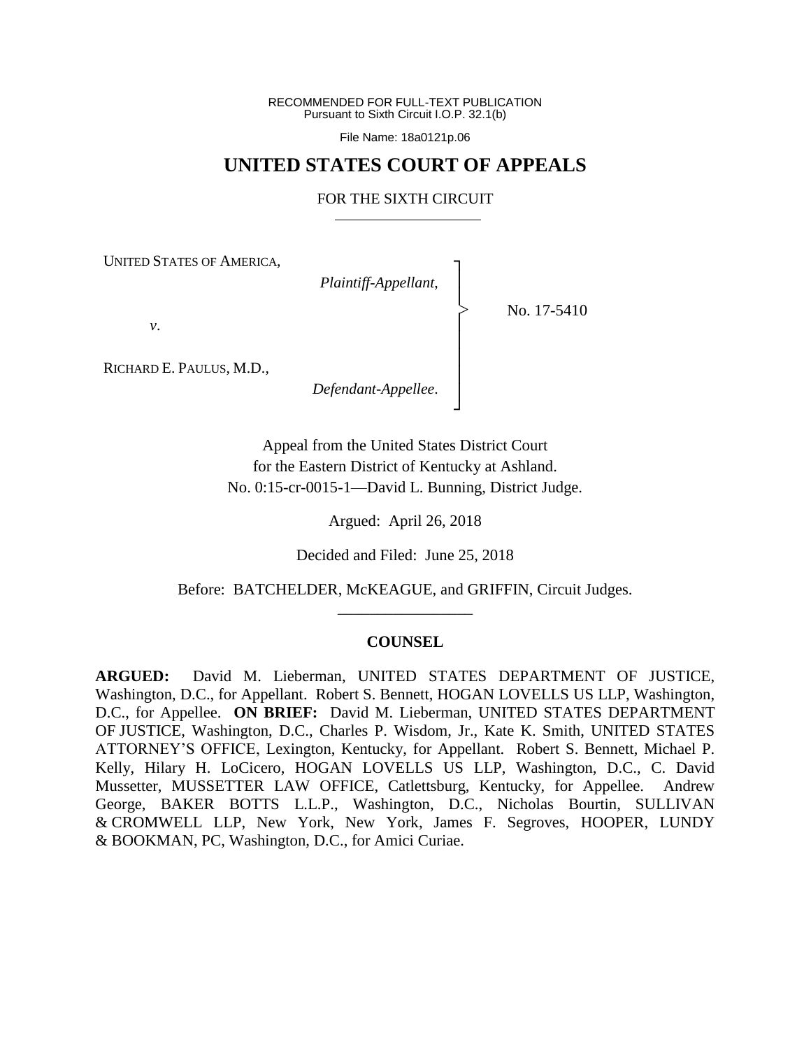RECOMMENDED FOR FULL-TEXT PUBLICATION
Pursuant to Sixth Circuit I.O.P. 32.1(b)

File Name: 18a0121p.06

# UNITED STATES COURT OF APPEALS

## FOR THE SIXTH CIRCUIT

UNITED STATES OF AMERICA,
*Plaintiff-Appellant*,

*v*.

RICHARD E. PAULUS, M.D.,
*Defendant-Appellee*.

No. 17-5410

Appeal from the United States District Court
for the Eastern District of Kentucky at Ashland.
No. 0:15-cr-0015-1—David L. Bunning, District Judge.

Argued: April 26, 2018

Decided and Filed: June 25, 2018

Before: BATCHELDER, McKEAGUE, and GRIFFIN, Circuit Judges.

**COUNSEL**

**ARGUED:** David M. Lieberman, UNITED STATES DEPARTMENT OF JUSTICE, Washington, D.C., for Appellant. Robert S. Bennett, HOGAN LOVELLS US LLP, Washington, D.C., for Appellee. **ON BRIEF:** David M. Lieberman, UNITED STATES DEPARTMENT OF JUSTICE, Washington, D.C., Charles P. Wisdom, Jr., Kate K. Smith, UNITED STATES ATTORNEY'S OFFICE, Lexington, Kentucky, for Appellant. Robert S. Bennett, Michael P. Kelly, Hilary H. LoCicero, HOGAN LOVELLS US LLP, Washington, D.C., C. David Mussetter, MUSSETTER LAW OFFICE, Catlettsburg, Kentucky, for Appellee. Andrew George, BAKER BOTTS L.L.P., Washington, D.C., Nicholas Bourtin, SULLIVAN & CROMWELL LLP, New York, New York, James F. Segroves, HOOPER, LUNDY & BOOKMAN, PC, Washington, D.C., for Amici Curiae.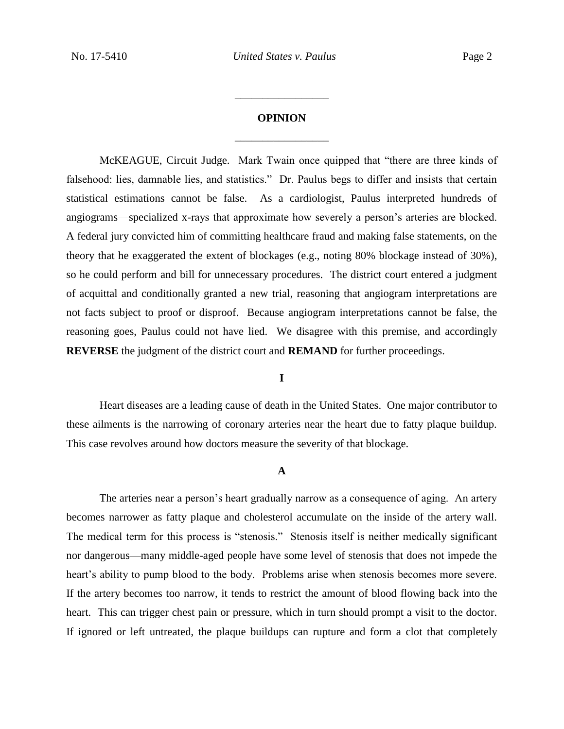## OPINION

McKEAGUE, Circuit Judge. Mark Twain once quipped that "there are three kinds of falsehood: lies, damnable lies, and statistics." Dr. Paulus begs to differ and insists that certain statistical estimations cannot be false. As a cardiologist, Paulus interpreted hundreds of angiograms—specialized x-rays that approximate how severely a person's arteries are blocked. A federal jury convicted him of committing healthcare fraud and making false statements, on the theory that he exaggerated the extent of blockages (e.g., noting 80% blockage instead of 30%), so he could perform and bill for unnecessary procedures. The district court entered a judgment of acquittal and conditionally granted a new trial, reasoning that angiogram interpretations are not facts subject to proof or disproof. Because angiogram interpretations cannot be false, the reasoning goes, Paulus could not have lied. We disagree with this premise, and accordingly **REVERSE** the judgment of the district court and **REMAND** for further proceedings.

### I

Heart diseases are a leading cause of death in the United States. One major contributor to these ailments is the narrowing of coronary arteries near the heart due to fatty plaque buildup. This case revolves around how doctors measure the severity of that blockage.

#### A

The arteries near a person's heart gradually narrow as a consequence of aging. An artery becomes narrower as fatty plaque and cholesterol accumulate on the inside of the artery wall. The medical term for this process is "stenosis." Stenosis itself is neither medically significant nor dangerous—many middle-aged people have some level of stenosis that does not impede the heart's ability to pump blood to the body. Problems arise when stenosis becomes more severe. If the artery becomes too narrow, it tends to restrict the amount of blood flowing back into the heart. This can trigger chest pain or pressure, which in turn should prompt a visit to the doctor. If ignored or left untreated, the plaque buildups can rupture and form a clot that completely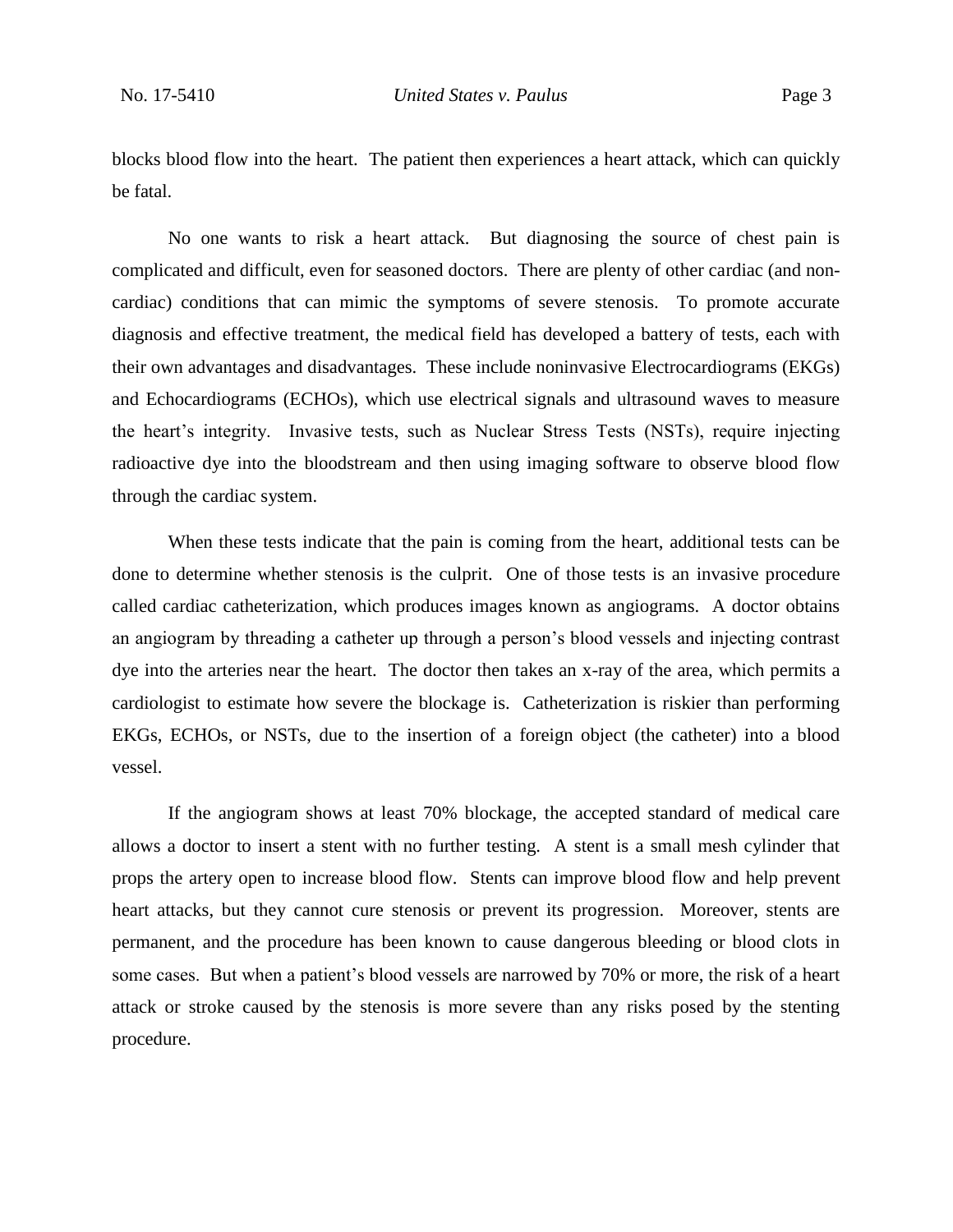blocks blood flow into the heart. The patient then experiences a heart attack, which can quickly be fatal.

No one wants to risk a heart attack. But diagnosing the source of chest pain is complicated and difficult, even for seasoned doctors. There are plenty of other cardiac (and non-cardiac) conditions that can mimic the symptoms of severe stenosis. To promote accurate diagnosis and effective treatment, the medical field has developed a battery of tests, each with their own advantages and disadvantages. These include noninvasive Electrocardiograms (EKGs) and Echocardiograms (ECHOs), which use electrical signals and ultrasound waves to measure the heart's integrity. Invasive tests, such as Nuclear Stress Tests (NSTs), require injecting radioactive dye into the bloodstream and then using imaging software to observe blood flow through the cardiac system.

When these tests indicate that the pain is coming from the heart, additional tests can be done to determine whether stenosis is the culprit. One of those tests is an invasive procedure called cardiac catheterization, which produces images known as angiograms. A doctor obtains an angiogram by threading a catheter up through a person's blood vessels and injecting contrast dye into the arteries near the heart. The doctor then takes an x-ray of the area, which permits a cardiologist to estimate how severe the blockage is. Catheterization is riskier than performing EKGs, ECHOs, or NSTs, due to the insertion of a foreign object (the catheter) into a blood vessel.

If the angiogram shows at least 70% blockage, the accepted standard of medical care allows a doctor to insert a stent with no further testing. A stent is a small mesh cylinder that props the artery open to increase blood flow. Stents can improve blood flow and help prevent heart attacks, but they cannot cure stenosis or prevent its progression. Moreover, stents are permanent, and the procedure has been known to cause dangerous bleeding or blood clots in some cases. But when a patient's blood vessels are narrowed by 70% or more, the risk of a heart attack or stroke caused by the stenosis is more severe than any risks posed by the stenting procedure.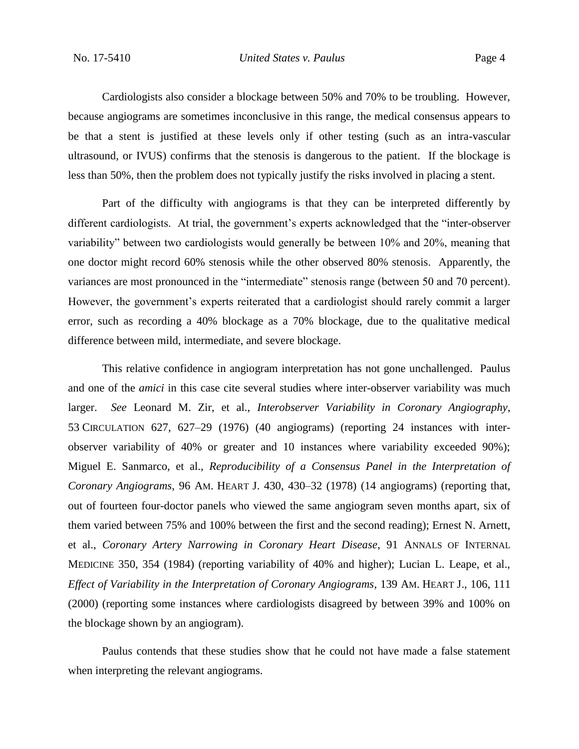Cardiologists also consider a blockage between 50% and 70% to be troubling. However, because angiograms are sometimes inconclusive in this range, the medical consensus appears to be that a stent is justified at these levels only if other testing (such as an intra-vascular ultrasound, or IVUS) confirms that the stenosis is dangerous to the patient. If the blockage is less than 50%, then the problem does not typically justify the risks involved in placing a stent.

Part of the difficulty with angiograms is that they can be interpreted differently by different cardiologists. At trial, the government's experts acknowledged that the "inter-observer variability" between two cardiologists would generally be between 10% and 20%, meaning that one doctor might record 60% stenosis while the other observed 80% stenosis. Apparently, the variances are most pronounced in the "intermediate" stenosis range (between 50 and 70 percent). However, the government's experts reiterated that a cardiologist should rarely commit a larger error, such as recording a 40% blockage as a 70% blockage, due to the qualitative medical difference between mild, intermediate, and severe blockage.

This relative confidence in angiogram interpretation has not gone unchallenged. Paulus and one of the *amici* in this case cite several studies where inter-observer variability was much larger. *See* Leonard M. Zir, et al., *Interobserver Variability in Coronary Angiography*, 53 CIRCULATION 627, 627–29 (1976) (40 angiograms) (reporting 24 instances with inter-observer variability of 40% or greater and 10 instances where variability exceeded 90%); Miguel E. Sanmarco, et al., *Reproducibility of a Consensus Panel in the Interpretation of Coronary Angiograms*, 96 AM. HEART J. 430, 430–32 (1978) (14 angiograms) (reporting that, out of fourteen four-doctor panels who viewed the same angiogram seven months apart, six of them varied between 75% and 100% between the first and the second reading); Ernest N. Arnett, et al., *Coronary Artery Narrowing in Coronary Heart Disease*, 91 ANNALS OF INTERNAL MEDICINE 350, 354 (1984) (reporting variability of 40% and higher); Lucian L. Leape, et al., *Effect of Variability in the Interpretation of Coronary Angiograms*, 139 AM. HEART J., 106, 111 (2000) (reporting some instances where cardiologists disagreed by between 39% and 100% on the blockage shown by an angiogram).

Paulus contends that these studies show that he could not have made a false statement when interpreting the relevant angiograms.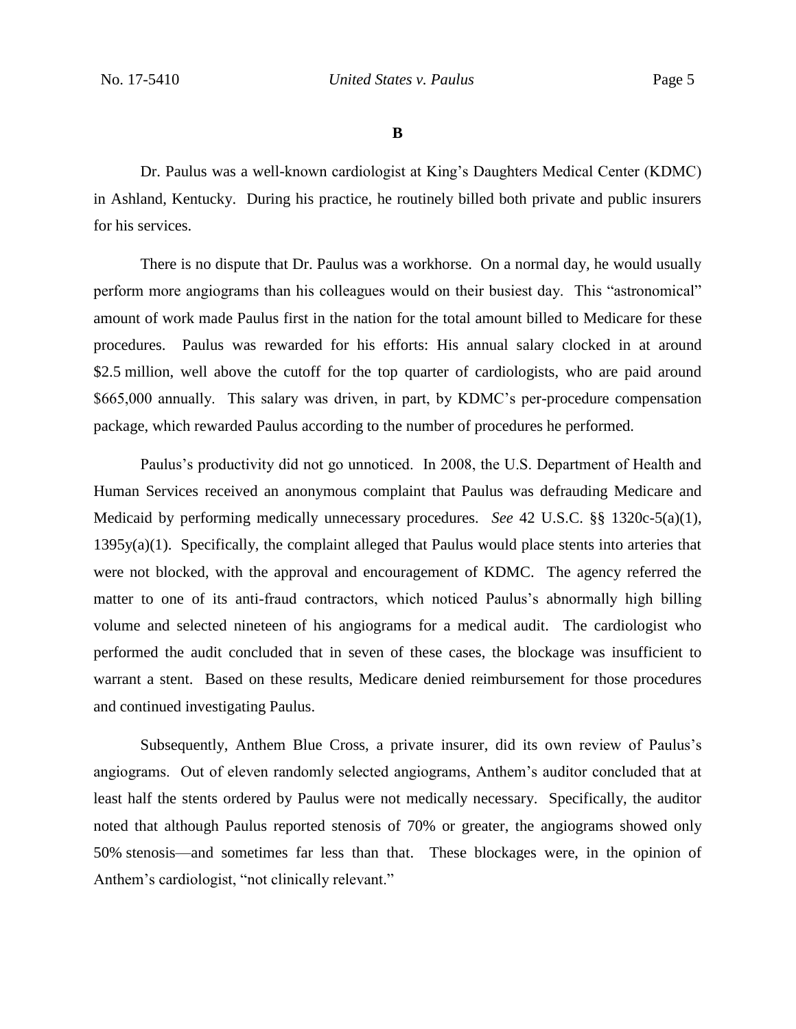**B**

Dr. Paulus was a well-known cardiologist at King's Daughters Medical Center (KDMC) in Ashland, Kentucky. During his practice, he routinely billed both private and public insurers for his services.

There is no dispute that Dr. Paulus was a workhorse. On a normal day, he would usually perform more angiograms than his colleagues would on their busiest day. This "astronomical" amount of work made Paulus first in the nation for the total amount billed to Medicare for these procedures. Paulus was rewarded for his efforts: His annual salary clocked in at around \$2.5 million, well above the cutoff for the top quarter of cardiologists, who are paid around \$665,000 annually. This salary was driven, in part, by KDMC's per-procedure compensation package, which rewarded Paulus according to the number of procedures he performed.

Paulus's productivity did not go unnoticed. In 2008, the U.S. Department of Health and Human Services received an anonymous complaint that Paulus was defrauding Medicare and Medicaid by performing medically unnecessary procedures. *See* 42 U.S.C. §§ 1320c-5(a)(1), 1395y(a)(1). Specifically, the complaint alleged that Paulus would place stents into arteries that were not blocked, with the approval and encouragement of KDMC. The agency referred the matter to one of its anti-fraud contractors, which noticed Paulus's abnormally high billing volume and selected nineteen of his angiograms for a medical audit. The cardiologist who performed the audit concluded that in seven of these cases, the blockage was insufficient to warrant a stent. Based on these results, Medicare denied reimbursement for those procedures and continued investigating Paulus.

Subsequently, Anthem Blue Cross, a private insurer, did its own review of Paulus's angiograms. Out of eleven randomly selected angiograms, Anthem's auditor concluded that at least half the stents ordered by Paulus were not medically necessary. Specifically, the auditor noted that although Paulus reported stenosis of 70% or greater, the angiograms showed only 50% stenosis—and sometimes far less than that. These blockages were, in the opinion of Anthem's cardiologist, "not clinically relevant."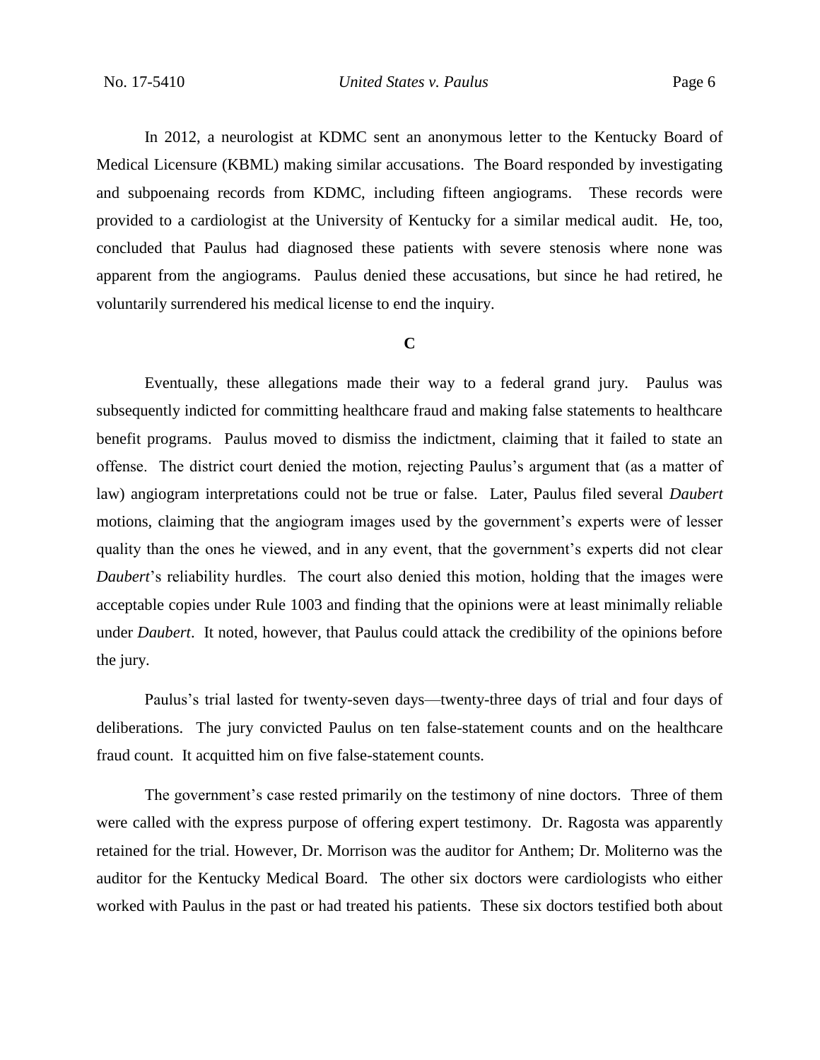In 2012, a neurologist at KDMC sent an anonymous letter to the Kentucky Board of Medical Licensure (KBML) making similar accusations. The Board responded by investigating and subpoenaing records from KDMC, including fifteen angiograms. These records were provided to a cardiologist at the University of Kentucky for a similar medical audit. He, too, concluded that Paulus had diagnosed these patients with severe stenosis where none was apparent from the angiograms. Paulus denied these accusations, but since he had retired, he voluntarily surrendered his medical license to end the inquiry.

**C**

Eventually, these allegations made their way to a federal grand jury. Paulus was subsequently indicted for committing healthcare fraud and making false statements to healthcare benefit programs. Paulus moved to dismiss the indictment, claiming that it failed to state an offense. The district court denied the motion, rejecting Paulus's argument that (as a matter of law) angiogram interpretations could not be true or false. Later, Paulus filed several *Daubert* motions, claiming that the angiogram images used by the government's experts were of lesser quality than the ones he viewed, and in any event, that the government's experts did not clear *Daubert*'s reliability hurdles. The court also denied this motion, holding that the images were acceptable copies under Rule 1003 and finding that the opinions were at least minimally reliable under *Daubert*. It noted, however, that Paulus could attack the credibility of the opinions before the jury.

Paulus's trial lasted for twenty-seven days—twenty-three days of trial and four days of deliberations. The jury convicted Paulus on ten false-statement counts and on the healthcare fraud count. It acquitted him on five false-statement counts.

The government's case rested primarily on the testimony of nine doctors. Three of them were called with the express purpose of offering expert testimony. Dr. Ragosta was apparently retained for the trial. However, Dr. Morrison was the auditor for Anthem; Dr. Moliterno was the auditor for the Kentucky Medical Board. The other six doctors were cardiologists who either worked with Paulus in the past or had treated his patients. These six doctors testified both about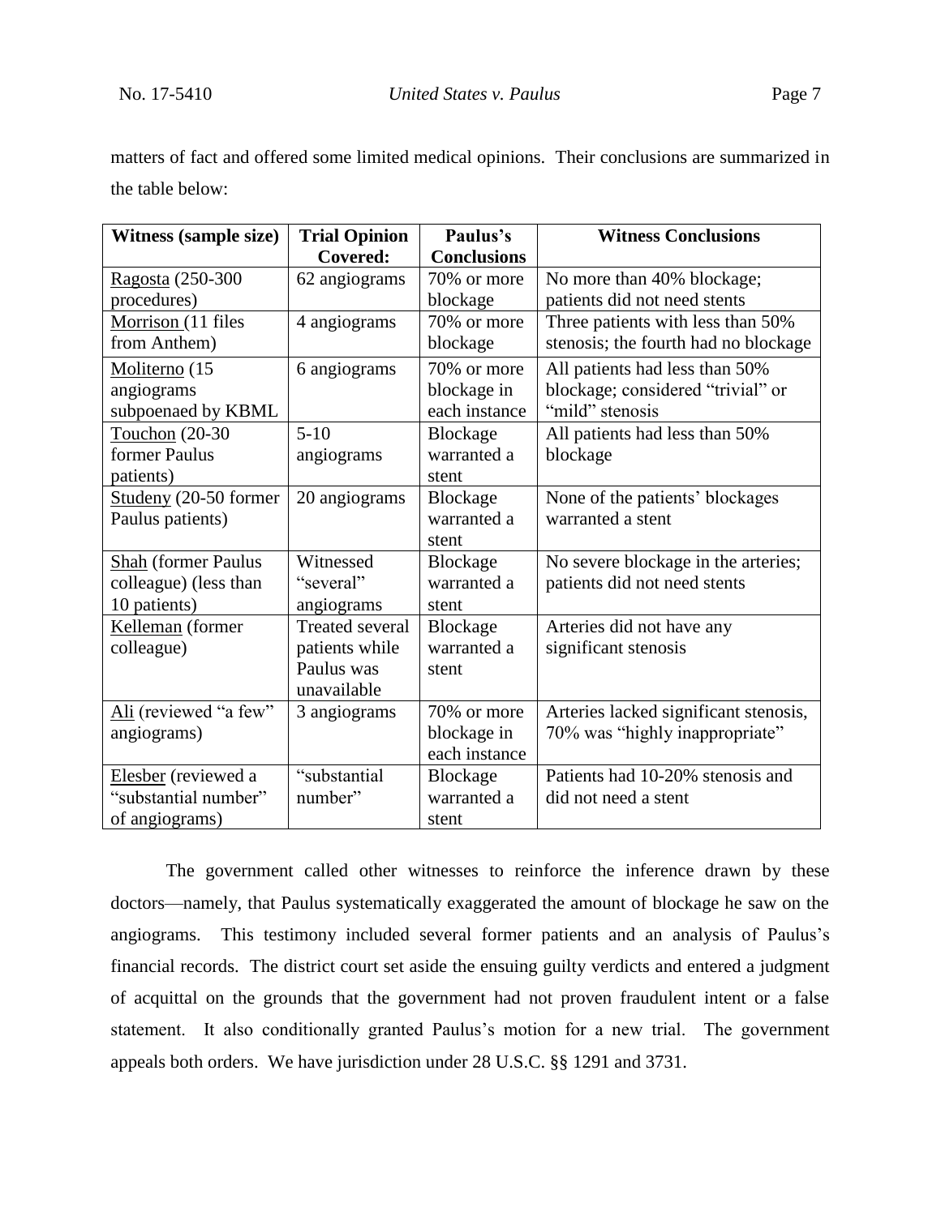matters of fact and offered some limited medical opinions. Their conclusions are summarized in the table below:

| Witness (sample size) | Trial Opinion Covered: | Paulus's Conclusions | Witness Conclusions |
|---|---|---|---|
| Ragosta (250-300 procedures) | 62 angiograms | 70% or more blockage | No more than 40% blockage; patients did not need stents |
| Morrison (11 files from Anthem) | 4 angiograms | 70% or more blockage | Three patients with less than 50% stenosis; the fourth had no blockage |
| Moliterno (15 angiograms subpoenaed by KBML | 6 angiograms | 70% or more blockage in each instance | All patients had less than 50% blockage; considered "trivial" or "mild" stenosis |
| Touchon (20-30 former Paulus patients) | 5-10 angiograms | Blockage warranted a stent | All patients had less than 50% blockage |
| Studeny (20-50 former Paulus patients) | 20 angiograms | Blockage warranted a stent | None of the patients' blockages warranted a stent |
| Shah (former Paulus colleague) (less than 10 patients) | Witnessed "several" angiograms | Blockage warranted a stent | No severe blockage in the arteries; patients did not need stents |
| Kelleman (former colleague) | Treated several patients while Paulus was unavailable | Blockage warranted a stent | Arteries did not have any significant stenosis |
| Ali (reviewed "a few" angiograms) | 3 angiograms | 70% or more blockage in each instance | Arteries lacked significant stenosis, 70% was "highly inappropriate" |
| Elesber (reviewed a "substantial number" of angiograms) | "substantial number" | Blockage warranted a stent | Patients had 10-20% stenosis and did not need a stent |

The government called other witnesses to reinforce the inference drawn by these doctors—namely, that Paulus systematically exaggerated the amount of blockage he saw on the angiograms. This testimony included several former patients and an analysis of Paulus's financial records. The district court set aside the ensuing guilty verdicts and entered a judgment of acquittal on the grounds that the government had not proven fraudulent intent or a false statement. It also conditionally granted Paulus's motion for a new trial. The government appeals both orders. We have jurisdiction under 28 U.S.C. §§ 1291 and 3731.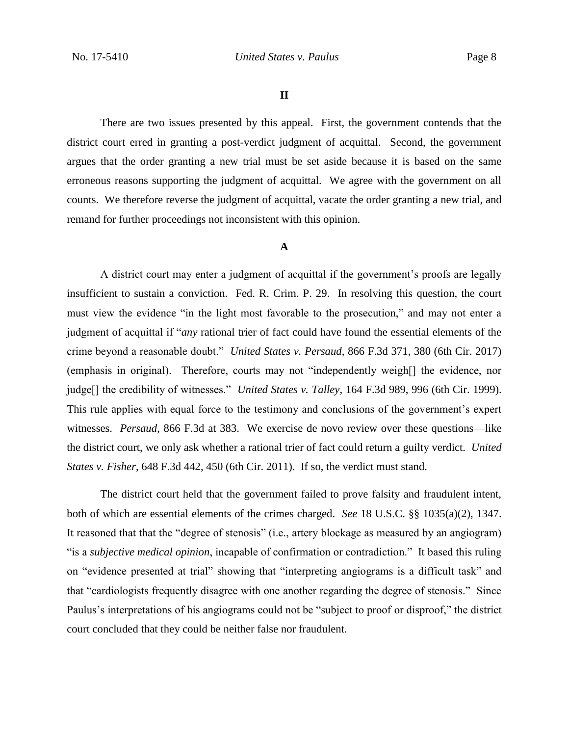## II

There are two issues presented by this appeal. First, the government contends that the district court erred in granting a post-verdict judgment of acquittal. Second, the government argues that the order granting a new trial must be set aside because it is based on the same erroneous reasons supporting the judgment of acquittal. We agree with the government on all counts. We therefore reverse the judgment of acquittal, vacate the order granting a new trial, and remand for further proceedings not inconsistent with this opinion.

### A

A district court may enter a judgment of acquittal if the government's proofs are legally insufficient to sustain a conviction. Fed. R. Crim. P. 29. In resolving this question, the court must view the evidence "in the light most favorable to the prosecution," and may not enter a judgment of acquittal if "*any* rational trier of fact could have found the essential elements of the crime beyond a reasonable doubt." *United States v. Persaud*, 866 F.3d 371, 380 (6th Cir. 2017) (emphasis in original). Therefore, courts may not "independently weigh[] the evidence, nor judge[] the credibility of witnesses." *United States v. Talley*, 164 F.3d 989, 996 (6th Cir. 1999). This rule applies with equal force to the testimony and conclusions of the government's expert witnesses. *Persaud*, 866 F.3d at 383. We exercise de novo review over these questions—like the district court, we only ask whether a rational trier of fact could return a guilty verdict. *United States v. Fisher*, 648 F.3d 442, 450 (6th Cir. 2011). If so, the verdict must stand.

The district court held that the government failed to prove falsity and fraudulent intent, both of which are essential elements of the crimes charged. *See* 18 U.S.C. §§ 1035(a)(2), 1347. It reasoned that that the "degree of stenosis" (i.e., artery blockage as measured by an angiogram) "is a *subjective medical opinion*, incapable of confirmation or contradiction." It based this ruling on "evidence presented at trial" showing that "interpreting angiograms is a difficult task" and that "cardiologists frequently disagree with one another regarding the degree of stenosis." Since Paulus's interpretations of his angiograms could not be "subject to proof or disproof," the district court concluded that they could be neither false nor fraudulent.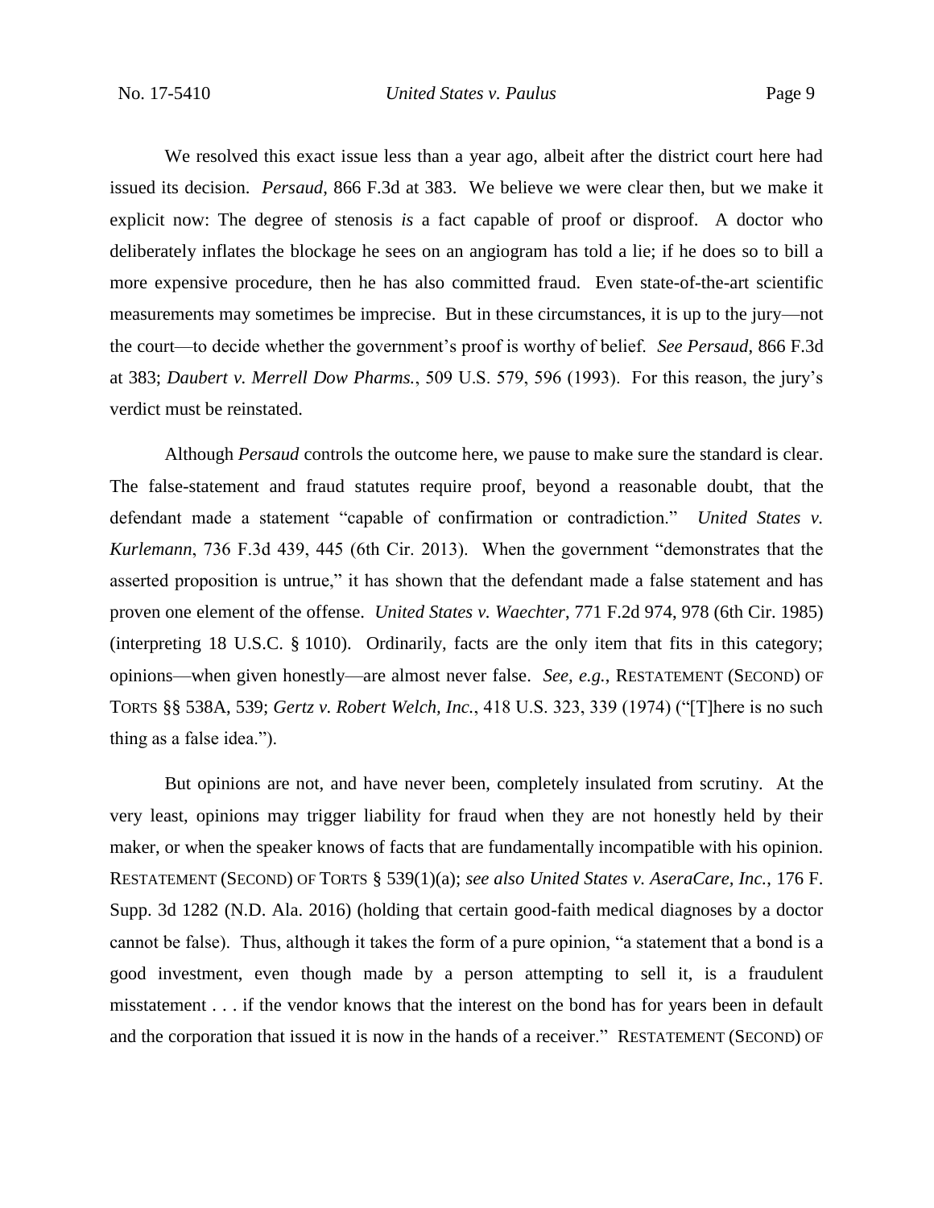We resolved this exact issue less than a year ago, albeit after the district court here had issued its decision. *Persaud*, 866 F.3d at 383. We believe we were clear then, but we make it explicit now: The degree of stenosis *is* a fact capable of proof or disproof. A doctor who deliberately inflates the blockage he sees on an angiogram has told a lie; if he does so to bill a more expensive procedure, then he has also committed fraud. Even state-of-the-art scientific measurements may sometimes be imprecise. But in these circumstances, it is up to the jury—not the court—to decide whether the government's proof is worthy of belief. *See Persaud*, 866 F.3d at 383; *Daubert v. Merrell Dow Pharms.*, 509 U.S. 579, 596 (1993). For this reason, the jury's verdict must be reinstated.

Although *Persaud* controls the outcome here, we pause to make sure the standard is clear. The false-statement and fraud statutes require proof, beyond a reasonable doubt, that the defendant made a statement "capable of confirmation or contradiction." *United States v. Kurlemann*, 736 F.3d 439, 445 (6th Cir. 2013). When the government "demonstrates that the asserted proposition is untrue," it has shown that the defendant made a false statement and has proven one element of the offense. *United States v. Waechter*, 771 F.2d 974, 978 (6th Cir. 1985) (interpreting 18 U.S.C. § 1010). Ordinarily, facts are the only item that fits in this category; opinions—when given honestly—are almost never false. *See, e.g.*, RESTATEMENT (SECOND) OF TORTS §§ 538A, 539; *Gertz v. Robert Welch, Inc.*, 418 U.S. 323, 339 (1974) ("[T]here is no such thing as a false idea.").

But opinions are not, and have never been, completely insulated from scrutiny. At the very least, opinions may trigger liability for fraud when they are not honestly held by their maker, or when the speaker knows of facts that are fundamentally incompatible with his opinion. RESTATEMENT (SECOND) OF TORTS § 539(1)(a); *see also United States v. AseraCare, Inc.*, 176 F. Supp. 3d 1282 (N.D. Ala. 2016) (holding that certain good-faith medical diagnoses by a doctor cannot be false). Thus, although it takes the form of a pure opinion, "a statement that a bond is a good investment, even though made by a person attempting to sell it, is a fraudulent misstatement . . . if the vendor knows that the interest on the bond has for years been in default and the corporation that issued it is now in the hands of a receiver." RESTATEMENT (SECOND) OF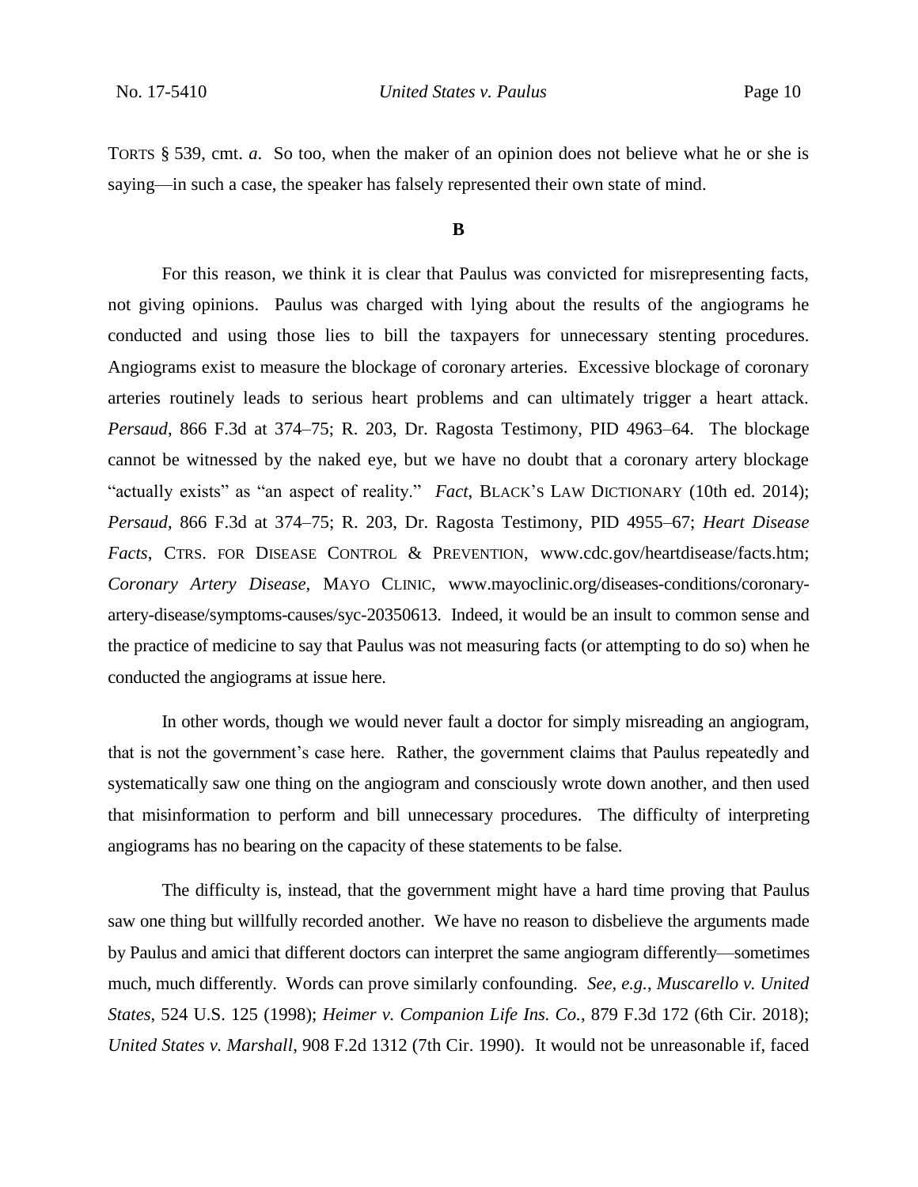TORTS § 539, cmt. *a*. So too, when the maker of an opinion does not believe what he or she is saying—in such a case, the speaker has falsely represented their own state of mind.

### B

For this reason, we think it is clear that Paulus was convicted for misrepresenting facts, not giving opinions. Paulus was charged with lying about the results of the angiograms he conducted and using those lies to bill the taxpayers for unnecessary stenting procedures. Angiograms exist to measure the blockage of coronary arteries. Excessive blockage of coronary arteries routinely leads to serious heart problems and can ultimately trigger a heart attack. *Persaud*, 866 F.3d at 374–75; R. 203, Dr. Ragosta Testimony, PID 4963–64. The blockage cannot be witnessed by the naked eye, but we have no doubt that a coronary artery blockage "actually exists" as "an aspect of reality." *Fact*, BLACK'S LAW DICTIONARY (10th ed. 2014); *Persaud*, 866 F.3d at 374–75; R. 203, Dr. Ragosta Testimony, PID 4955–67; *Heart Disease Facts*, CTRS. FOR DISEASE CONTROL & PREVENTION, www.cdc.gov/heartdisease/facts.htm; *Coronary Artery Disease*, MAYO CLINIC, www.mayoclinic.org/diseases-conditions/coronary-artery-disease/symptoms-causes/syc-20350613. Indeed, it would be an insult to common sense and the practice of medicine to say that Paulus was not measuring facts (or attempting to do so) when he conducted the angiograms at issue here.

In other words, though we would never fault a doctor for simply misreading an angiogram, that is not the government's case here. Rather, the government claims that Paulus repeatedly and systematically saw one thing on the angiogram and consciously wrote down another, and then used that misinformation to perform and bill unnecessary procedures. The difficulty of interpreting angiograms has no bearing on the capacity of these statements to be false.

The difficulty is, instead, that the government might have a hard time proving that Paulus saw one thing but willfully recorded another. We have no reason to disbelieve the arguments made by Paulus and amici that different doctors can interpret the same angiogram differently—sometimes much, much differently. Words can prove similarly confounding. *See, e.g.*, *Muscarello v. United States*, 524 U.S. 125 (1998); *Heimer v. Companion Life Ins. Co.*, 879 F.3d 172 (6th Cir. 2018); *United States v. Marshall*, 908 F.2d 1312 (7th Cir. 1990). It would not be unreasonable if, faced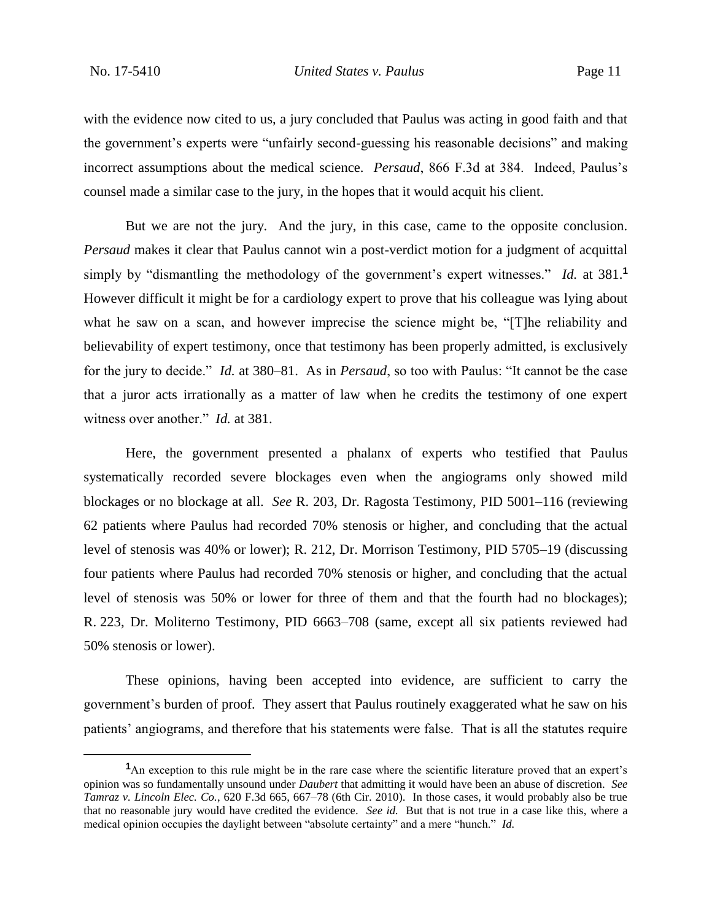with the evidence now cited to us, a jury concluded that Paulus was acting in good faith and that the government's experts were "unfairly second-guessing his reasonable decisions" and making incorrect assumptions about the medical science. *Persaud*, 866 F.3d at 384. Indeed, Paulus's counsel made a similar case to the jury, in the hopes that it would acquit his client.

But we are not the jury. And the jury, in this case, came to the opposite conclusion. *Persaud* makes it clear that Paulus cannot win a post-verdict motion for a judgment of acquittal simply by "dismantling the methodology of the government's expert witnesses." *Id.* at 381.[1] However difficult it might be for a cardiology expert to prove that his colleague was lying about what he saw on a scan, and however imprecise the science might be, "[T]he reliability and believability of expert testimony, once that testimony has been properly admitted, is exclusively for the jury to decide." *Id.* at 380–81. As in *Persaud*, so too with Paulus: "It cannot be the case that a juror acts irrationally as a matter of law when he credits the testimony of one expert witness over another." *Id.* at 381.

Here, the government presented a phalanx of experts who testified that Paulus systematically recorded severe blockages even when the angiograms only showed mild blockages or no blockage at all. *See* R. 203, Dr. Ragosta Testimony, PID 5001–116 (reviewing 62 patients where Paulus had recorded 70% stenosis or higher, and concluding that the actual level of stenosis was 40% or lower); R. 212, Dr. Morrison Testimony, PID 5705–19 (discussing four patients where Paulus had recorded 70% stenosis or higher, and concluding that the actual level of stenosis was 50% or lower for three of them and that the fourth had no blockages); R. 223, Dr. Moliterno Testimony, PID 6663–708 (same, except all six patients reviewed had 50% stenosis or lower).

These opinions, having been accepted into evidence, are sufficient to carry the government's burden of proof. They assert that Paulus routinely exaggerated what he saw on his patients' angiograms, and therefore that his statements were false. That is all the statutes require

---

[1] An exception to this rule might be in the rare case where the scientific literature proved that an expert's opinion was so fundamentally unsound under *Daubert* that admitting it would have been an abuse of discretion. *See Tamraz v. Lincoln Elec. Co.*, 620 F.3d 665, 667–78 (6th Cir. 2010). In those cases, it would probably also be true that no reasonable jury would have credited the evidence. *See id.* But that is not true in a case like this, where a medical opinion occupies the daylight between "absolute certainty" and a mere "hunch." *Id.*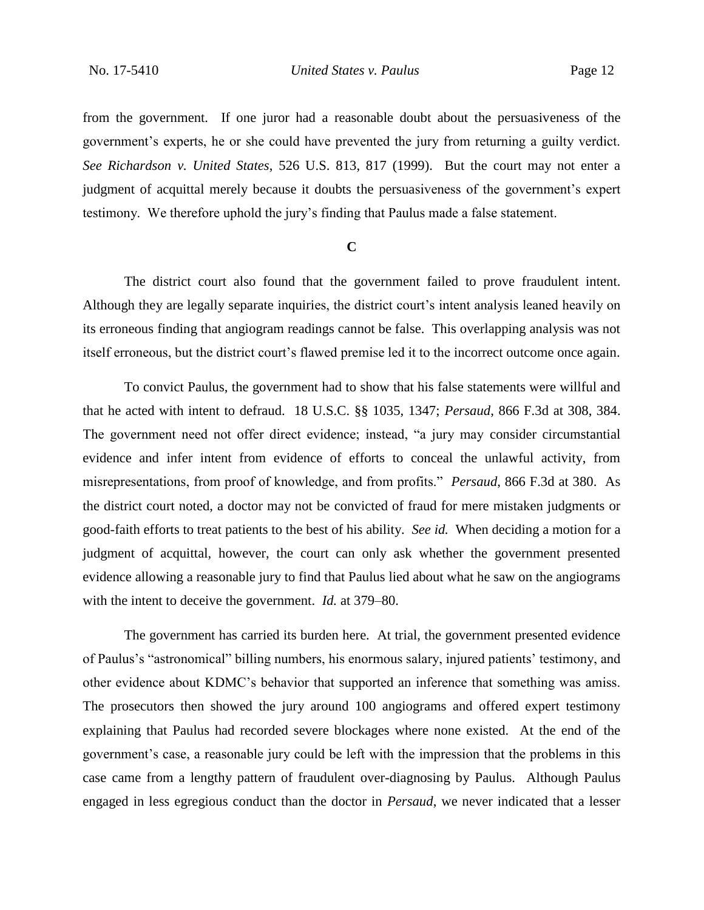from the government. If one juror had a reasonable doubt about the persuasiveness of the government's experts, he or she could have prevented the jury from returning a guilty verdict. *See Richardson v. United States*, 526 U.S. 813, 817 (1999). But the court may not enter a judgment of acquittal merely because it doubts the persuasiveness of the government's expert testimony. We therefore uphold the jury's finding that Paulus made a false statement.

**C**

The district court also found that the government failed to prove fraudulent intent. Although they are legally separate inquiries, the district court's intent analysis leaned heavily on its erroneous finding that angiogram readings cannot be false. This overlapping analysis was not itself erroneous, but the district court's flawed premise led it to the incorrect outcome once again.

To convict Paulus, the government had to show that his false statements were willful and that he acted with intent to defraud. 18 U.S.C. §§ 1035, 1347; *Persaud*, 866 F.3d at 308, 384. The government need not offer direct evidence; instead, "a jury may consider circumstantial evidence and infer intent from evidence of efforts to conceal the unlawful activity, from misrepresentations, from proof of knowledge, and from profits." *Persaud*, 866 F.3d at 380. As the district court noted, a doctor may not be convicted of fraud for mere mistaken judgments or good-faith efforts to treat patients to the best of his ability. *See id.* When deciding a motion for a judgment of acquittal, however, the court can only ask whether the government presented evidence allowing a reasonable jury to find that Paulus lied about what he saw on the angiograms with the intent to deceive the government. *Id.* at 379–80.

The government has carried its burden here. At trial, the government presented evidence of Paulus's "astronomical" billing numbers, his enormous salary, injured patients' testimony, and other evidence about KDMC's behavior that supported an inference that something was amiss. The prosecutors then showed the jury around 100 angiograms and offered expert testimony explaining that Paulus had recorded severe blockages where none existed. At the end of the government's case, a reasonable jury could be left with the impression that the problems in this case came from a lengthy pattern of fraudulent over-diagnosing by Paulus. Although Paulus engaged in less egregious conduct than the doctor in *Persaud*, we never indicated that a lesser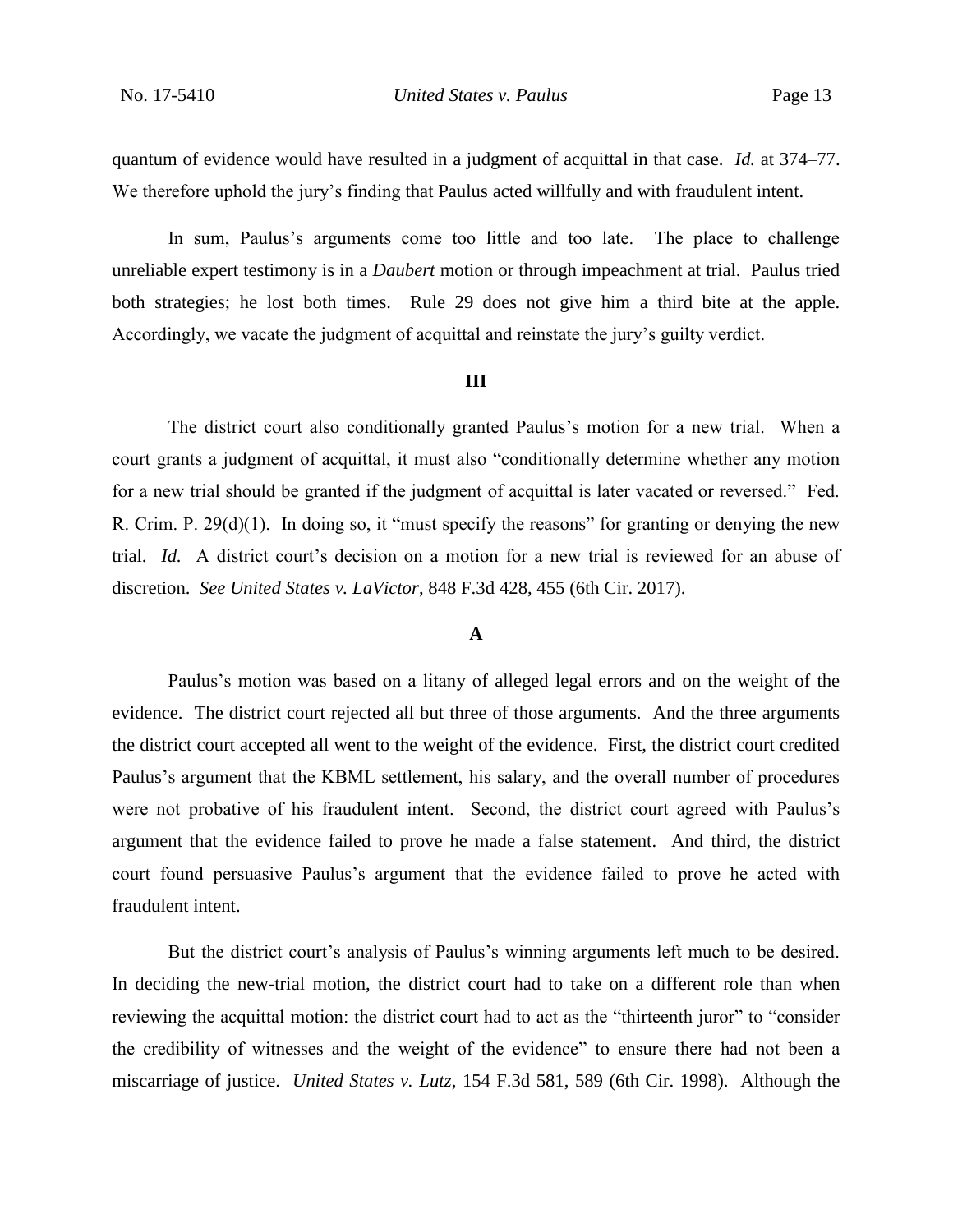quantum of evidence would have resulted in a judgment of acquittal in that case. *Id.* at 374–77. We therefore uphold the jury's finding that Paulus acted willfully and with fraudulent intent.

In sum, Paulus's arguments come too little and too late. The place to challenge unreliable expert testimony is in a *Daubert* motion or through impeachment at trial. Paulus tried both strategies; he lost both times. Rule 29 does not give him a third bite at the apple. Accordingly, we vacate the judgment of acquittal and reinstate the jury's guilty verdict.

## III

The district court also conditionally granted Paulus's motion for a new trial. When a court grants a judgment of acquittal, it must also "conditionally determine whether any motion for a new trial should be granted if the judgment of acquittal is later vacated or reversed." Fed. R. Crim. P. 29(d)(1). In doing so, it "must specify the reasons" for granting or denying the new trial. *Id.* A district court's decision on a motion for a new trial is reviewed for an abuse of discretion. *See United States v. LaVictor*, 848 F.3d 428, 455 (6th Cir. 2017).

### A

Paulus's motion was based on a litany of alleged legal errors and on the weight of the evidence. The district court rejected all but three of those arguments. And the three arguments the district court accepted all went to the weight of the evidence. First, the district court credited Paulus's argument that the KBML settlement, his salary, and the overall number of procedures were not probative of his fraudulent intent. Second, the district court agreed with Paulus's argument that the evidence failed to prove he made a false statement. And third, the district court found persuasive Paulus's argument that the evidence failed to prove he acted with fraudulent intent.

But the district court's analysis of Paulus's winning arguments left much to be desired. In deciding the new-trial motion, the district court had to take on a different role than when reviewing the acquittal motion: the district court had to act as the "thirteenth juror" to "consider the credibility of witnesses and the weight of the evidence" to ensure there had not been a miscarriage of justice. *United States v. Lutz*, 154 F.3d 581, 589 (6th Cir. 1998). Although the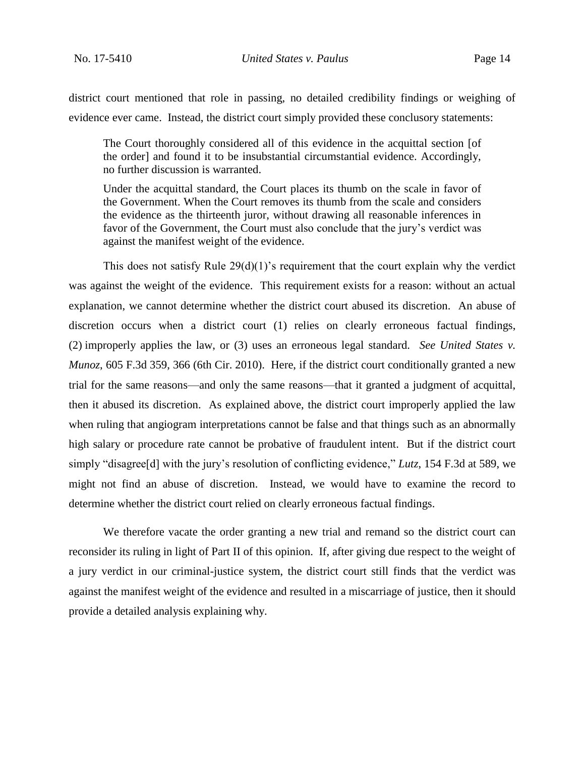district court mentioned that role in passing, no detailed credibility findings or weighing of evidence ever came. Instead, the district court simply provided these conclusory statements:

> The Court thoroughly considered all of this evidence in the acquittal section [of the order] and found it to be insubstantial circumstantial evidence. Accordingly, no further discussion is warranted.
>
> Under the acquittal standard, the Court places its thumb on the scale in favor of the Government. When the Court removes its thumb from the scale and considers the evidence as the thirteenth juror, without drawing all reasonable inferences in favor of the Government, the Court must also conclude that the jury's verdict was against the manifest weight of the evidence.

This does not satisfy Rule 29(d)(1)'s requirement that the court explain why the verdict was against the weight of the evidence. This requirement exists for a reason: without an actual explanation, we cannot determine whether the district court abused its discretion. An abuse of discretion occurs when a district court (1) relies on clearly erroneous factual findings, (2) improperly applies the law, or (3) uses an erroneous legal standard. *See United States v. Munoz*, 605 F.3d 359, 366 (6th Cir. 2010). Here, if the district court conditionally granted a new trial for the same reasons—and only the same reasons—that it granted a judgment of acquittal, then it abused its discretion. As explained above, the district court improperly applied the law when ruling that angiogram interpretations cannot be false and that things such as an abnormally high salary or procedure rate cannot be probative of fraudulent intent. But if the district court simply "disagree[d] with the jury's resolution of conflicting evidence," *Lutz*, 154 F.3d at 589, we might not find an abuse of discretion. Instead, we would have to examine the record to determine whether the district court relied on clearly erroneous factual findings.

We therefore vacate the order granting a new trial and remand so the district court can reconsider its ruling in light of Part II of this opinion. If, after giving due respect to the weight of a jury verdict in our criminal-justice system, the district court still finds that the verdict was against the manifest weight of the evidence and resulted in a miscarriage of justice, then it should provide a detailed analysis explaining why.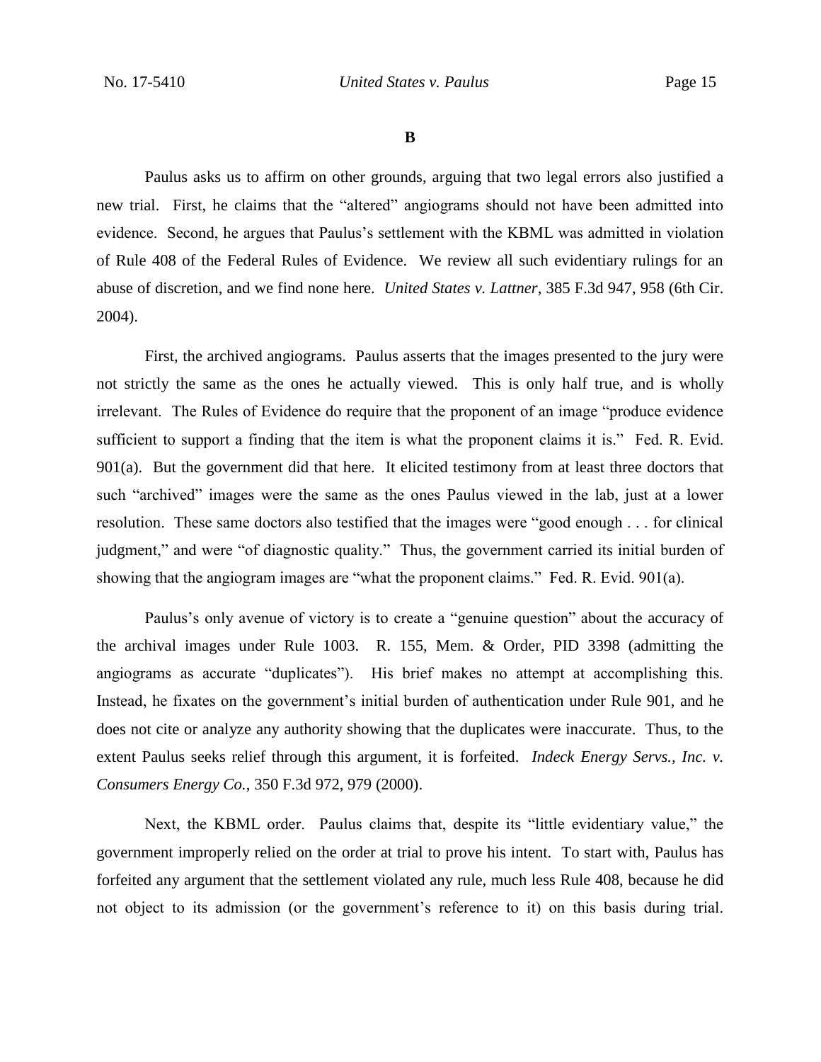**B**

Paulus asks us to affirm on other grounds, arguing that two legal errors also justified a new trial. First, he claims that the "altered" angiograms should not have been admitted into evidence. Second, he argues that Paulus's settlement with the KBML was admitted in violation of Rule 408 of the Federal Rules of Evidence. We review all such evidentiary rulings for an abuse of discretion, and we find none here. *United States v. Lattner*, 385 F.3d 947, 958 (6th Cir. 2004).

First, the archived angiograms. Paulus asserts that the images presented to the jury were not strictly the same as the ones he actually viewed. This is only half true, and is wholly irrelevant. The Rules of Evidence do require that the proponent of an image "produce evidence sufficient to support a finding that the item is what the proponent claims it is." Fed. R. Evid. 901(a). But the government did that here. It elicited testimony from at least three doctors that such "archived" images were the same as the ones Paulus viewed in the lab, just at a lower resolution. These same doctors also testified that the images were "good enough . . . for clinical judgment," and were "of diagnostic quality." Thus, the government carried its initial burden of showing that the angiogram images are "what the proponent claims." Fed. R. Evid. 901(a).

Paulus's only avenue of victory is to create a "genuine question" about the accuracy of the archival images under Rule 1003. R. 155, Mem. & Order, PID 3398 (admitting the angiograms as accurate "duplicates"). His brief makes no attempt at accomplishing this. Instead, he fixates on the government's initial burden of authentication under Rule 901, and he does not cite or analyze any authority showing that the duplicates were inaccurate. Thus, to the extent Paulus seeks relief through this argument, it is forfeited. *Indeck Energy Servs., Inc. v. Consumers Energy Co.*, 350 F.3d 972, 979 (2000).

Next, the KBML order. Paulus claims that, despite its "little evidentiary value," the government improperly relied on the order at trial to prove his intent. To start with, Paulus has forfeited any argument that the settlement violated any rule, much less Rule 408, because he did not object to its admission (or the government's reference to it) on this basis during trial.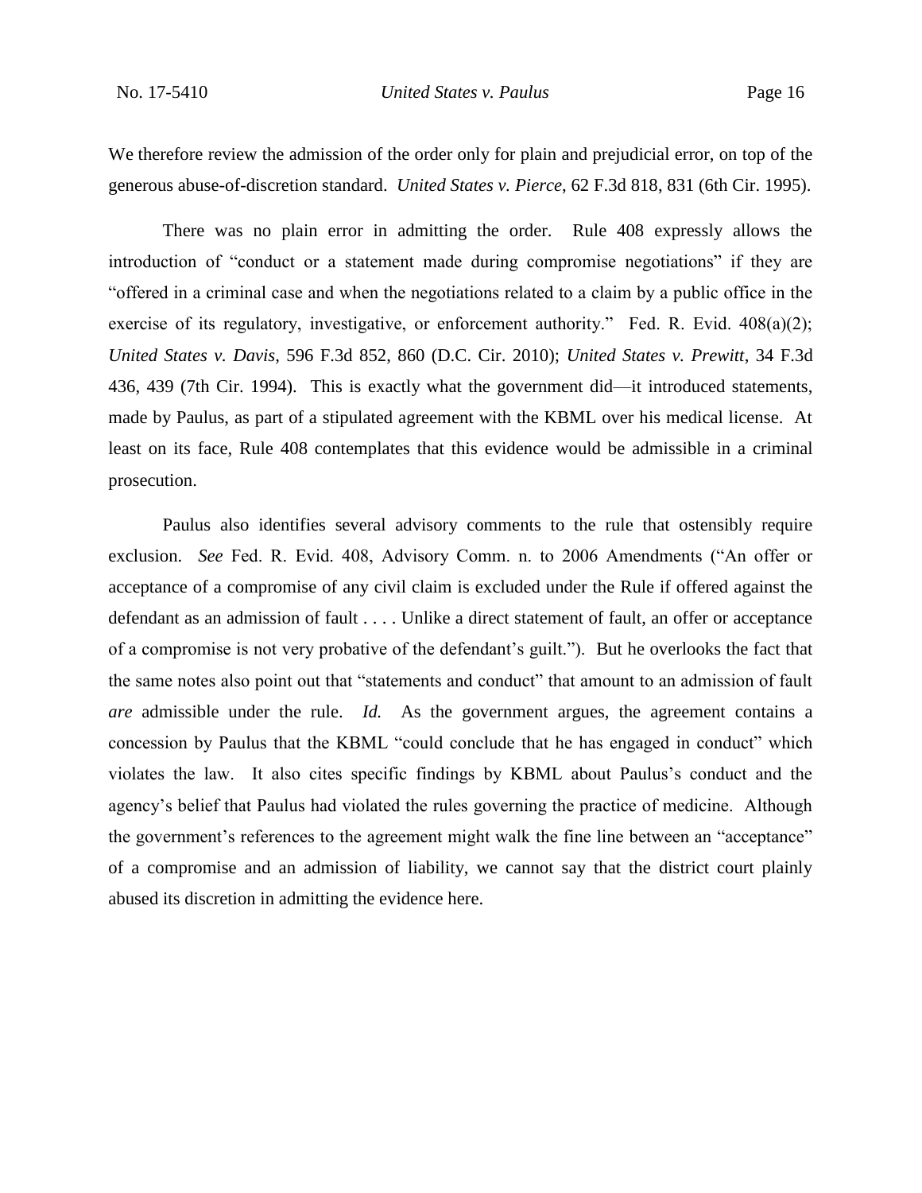We therefore review the admission of the order only for plain and prejudicial error, on top of the generous abuse-of-discretion standard. *United States v. Pierce*, 62 F.3d 818, 831 (6th Cir. 1995).

There was no plain error in admitting the order. Rule 408 expressly allows the introduction of "conduct or a statement made during compromise negotiations" if they are "offered in a criminal case and when the negotiations related to a claim by a public office in the exercise of its regulatory, investigative, or enforcement authority." Fed. R. Evid. 408(a)(2); *United States v. Davis*, 596 F.3d 852, 860 (D.C. Cir. 2010); *United States v. Prewitt*, 34 F.3d 436, 439 (7th Cir. 1994). This is exactly what the government did—it introduced statements, made by Paulus, as part of a stipulated agreement with the KBML over his medical license. At least on its face, Rule 408 contemplates that this evidence would be admissible in a criminal prosecution.

Paulus also identifies several advisory comments to the rule that ostensibly require exclusion. *See* Fed. R. Evid. 408, Advisory Comm. n. to 2006 Amendments ("An offer or acceptance of a compromise of any civil claim is excluded under the Rule if offered against the defendant as an admission of fault . . . . Unlike a direct statement of fault, an offer or acceptance of a compromise is not very probative of the defendant's guilt."). But he overlooks the fact that the same notes also point out that "statements and conduct" that amount to an admission of fault ***are*** admissible under the rule. *Id.* As the government argues, the agreement contains a concession by Paulus that the KBML "could conclude that he has engaged in conduct" which violates the law. It also cites specific findings by KBML about Paulus's conduct and the agency's belief that Paulus had violated the rules governing the practice of medicine. Although the government's references to the agreement might walk the fine line between an "acceptance" of a compromise and an admission of liability, we cannot say that the district court plainly abused its discretion in admitting the evidence here.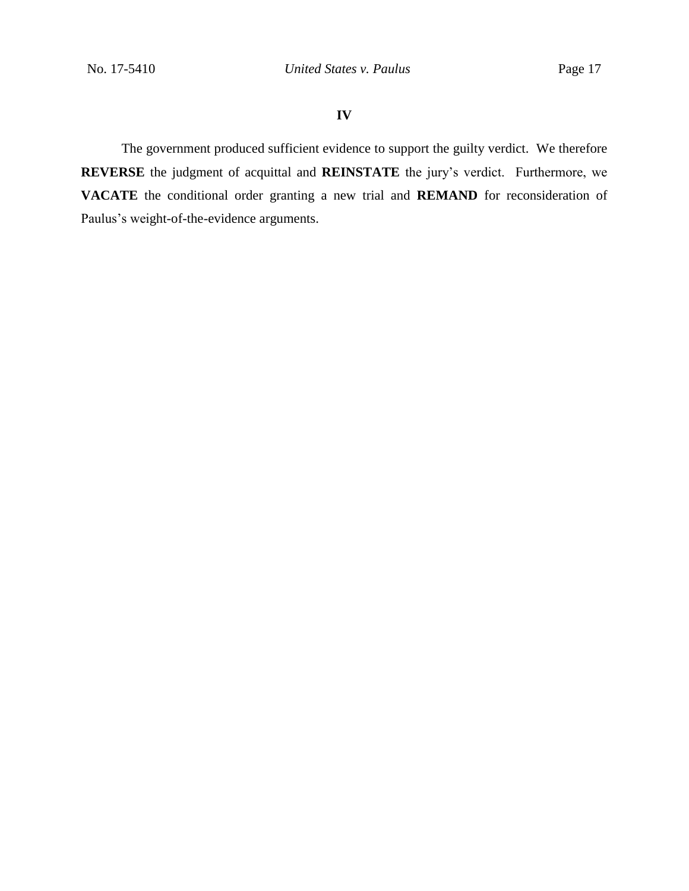## IV

The government produced sufficient evidence to support the guilty verdict. We therefore **REVERSE** the judgment of acquittal and **REINSTATE** the jury's verdict. Furthermore, we **VACATE** the conditional order granting a new trial and **REMAND** for reconsideration of Paulus's weight-of-the-evidence arguments.